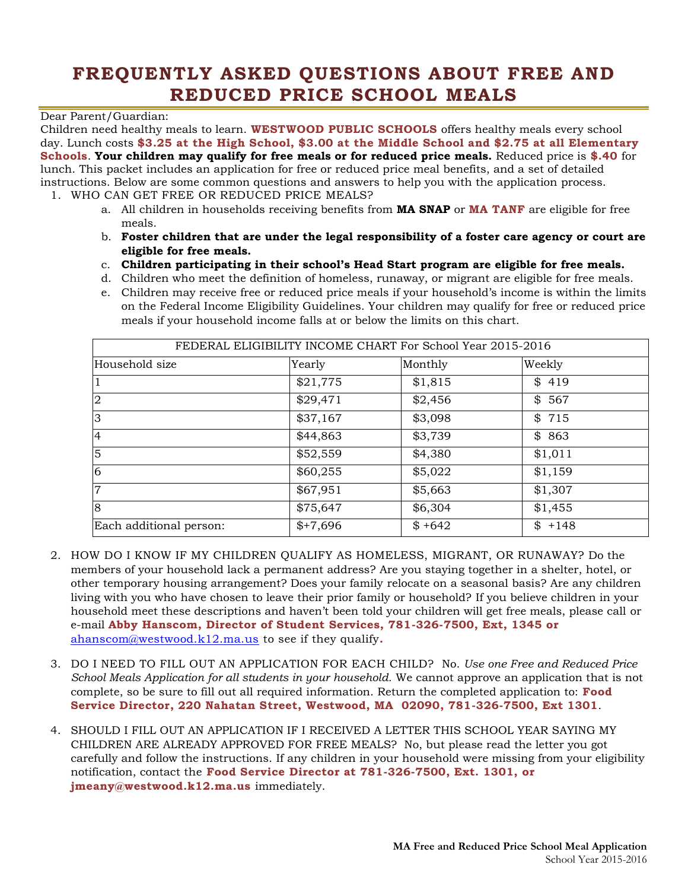# FREQUENTLY ASKED QUESTIONS ABOUT FREE AND REDUCED PRICE SCHOOL MEALS

Dear Parent/Guardian:

Children need healthy meals to learn. **WESTWOOD PUBLIC SCHOOLS** offers healthy meals every school day. Lunch costs **$3.25 at the High School, $3.00 at the Middle School and $2.75 at all Elementary Schools**. **Your children may qualify for free meals or for reduced price meals.** Reduced price is **$.40** for lunch. This packet includes an application for free or reduced price meal benefits, and a set of detailed instructions. Below are some common questions and answers to help you with the application process.

1. WHO CAN GET FREE OR REDUCED PRICE MEALS?
   a. All children in households receiving benefits from **MA SNAP** or **MA TANF** are eligible for free meals.
   b. **Foster children that are under the legal responsibility of a foster care agency or court are eligible for free meals.**
   c. **Children participating in their school's Head Start program are eligible for free meals.**
   d. Children who meet the definition of homeless, runaway, or migrant are eligible for free meals.
   e. Children may receive free or reduced price meals if your household's income is within the limits on the Federal Income Eligibility Guidelines. Your children may qualify for free or reduced price meals if your household income falls at or below the limits on this chart.

| FEDERAL ELIGIBILITY INCOME CHART For School Year 2015-2016 | | | |
|---|---|---|---|
| Household size | Yearly | Monthly | Weekly |
| 1 | $21,775 | $1,815 | $ 419 |
| 2 | $29,471 | $2,456 | $ 567 |
| 3 | $37,167 | $3,098 | $ 715 |
| 4 | $44,863 | $3,739 | $ 863 |
| 5 | $52,559 | $4,380 | $1,011 |
| 6 | $60,255 | $5,022 | $1,159 |
| 7 | $67,951 | $5,663 | $1,307 |
| 8 | $75,647 | $6,304 | $1,455 |
| Each additional person: | $+7,696 | $ +642 | $ +148 |

2. HOW DO I KNOW IF MY CHILDREN QUALIFY AS HOMELESS, MIGRANT, OR RUNAWAY? Do the members of your household lack a permanent address? Are you staying together in a shelter, hotel, or other temporary housing arrangement? Does your family relocate on a seasonal basis? Are any children living with you who have chosen to leave their prior family or household? If you believe children in your household meet these descriptions and haven't been told your children will get free meals, please call or e-mail **Abby Hanscom, Director of Student Services, 781-326-7500, Ext, 1345 or** ahanscom@westwood.k12.ma.us to see if they qualify.

3. DO I NEED TO FILL OUT AN APPLICATION FOR EACH CHILD? No. *Use one Free and Reduced Price School Meals Application for all students in your household.* We cannot approve an application that is not complete, so be sure to fill out all required information. Return the completed application to: **Food Service Director, 220 Nahatan Street, Westwood, MA 02090, 781-326-7500, Ext 1301**.

4. SHOULD I FILL OUT AN APPLICATION IF I RECEIVED A LETTER THIS SCHOOL YEAR SAYING MY CHILDREN ARE ALREADY APPROVED FOR FREE MEALS? No, but please read the letter you got carefully and follow the instructions. If any children in your household were missing from your eligibility notification, contact the **Food Service Director at 781-326-7500, Ext. 1301, or jmeany@westwood.k12.ma.us** immediately.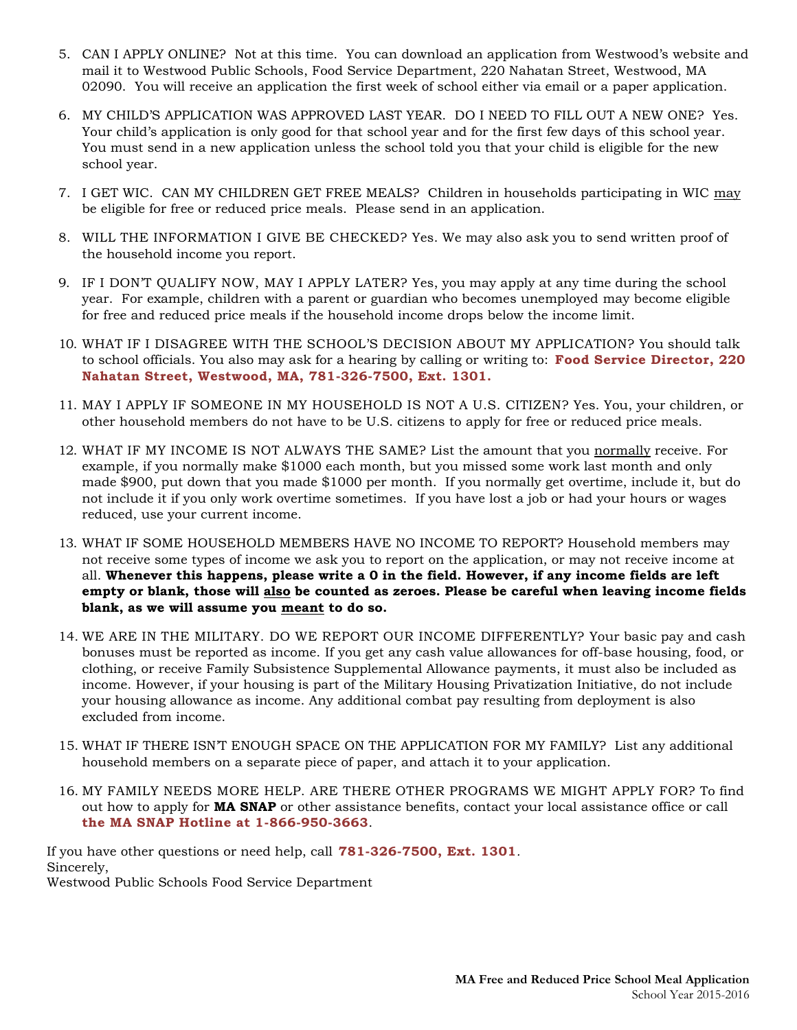5. CAN I APPLY ONLINE? Not at this time. You can download an application from Westwood's website and mail it to Westwood Public Schools, Food Service Department, 220 Nahatan Street, Westwood, MA 02090. You will receive an application the first week of school either via email or a paper application.

6. MY CHILD'S APPLICATION WAS APPROVED LAST YEAR. DO I NEED TO FILL OUT A NEW ONE? Yes. Your child's application is only good for that school year and for the first few days of this school year. You must send in a new application unless the school told you that your child is eligible for the new school year.

7. I GET WIC. CAN MY CHILDREN GET FREE MEALS? Children in households participating in WIC <u>may</u> be eligible for free or reduced price meals. Please send in an application.

8. WILL THE INFORMATION I GIVE BE CHECKED? Yes. We may also ask you to send written proof of the household income you report.

9. IF I DON'T QUALIFY NOW, MAY I APPLY LATER? Yes, you may apply at any time during the school year. For example, children with a parent or guardian who becomes unemployed may become eligible for free and reduced price meals if the household income drops below the income limit.

10. WHAT IF I DISAGREE WITH THE SCHOOL'S DECISION ABOUT MY APPLICATION? You should talk to school officials. You also may ask for a hearing by calling or writing to: **Food Service Director, 220 Nahatan Street, Westwood, MA, 781-326-7500, Ext. 1301.**

11. MAY I APPLY IF SOMEONE IN MY HOUSEHOLD IS NOT A U.S. CITIZEN? Yes. You, your children, or other household members do not have to be U.S. citizens to apply for free or reduced price meals.

12. WHAT IF MY INCOME IS NOT ALWAYS THE SAME? List the amount that you <u>normally</u> receive. For example, if you normally make $1000 each month, but you missed some work last month and only made $900, put down that you made $1000 per month. If you normally get overtime, include it, but do not include it if you only work overtime sometimes. If you have lost a job or had your hours or wages reduced, use your current income.

13. WHAT IF SOME HOUSEHOLD MEMBERS HAVE NO INCOME TO REPORT? Household members may not receive some types of income we ask you to report on the application, or may not receive income at all. **Whenever this happens, please write a 0 in the field. However, if any income fields are left empty or blank, those will <u>also</u> be counted as zeroes. Please be careful when leaving income fields blank, as we will assume you <u>meant</u> to do so.**

14. WE ARE IN THE MILITARY. DO WE REPORT OUR INCOME DIFFERENTLY? Your basic pay and cash bonuses must be reported as income. If you get any cash value allowances for off-base housing, food, or clothing, or receive Family Subsistence Supplemental Allowance payments, it must also be included as income. However, if your housing is part of the Military Housing Privatization Initiative, do not include your housing allowance as income. Any additional combat pay resulting from deployment is also excluded from income.

15. WHAT IF THERE ISN'T ENOUGH SPACE ON THE APPLICATION FOR MY FAMILY? List any additional household members on a separate piece of paper, and attach it to your application.

16. MY FAMILY NEEDS MORE HELP. ARE THERE OTHER PROGRAMS WE MIGHT APPLY FOR? To find out how to apply for **MA SNAP** or other assistance benefits, contact your local assistance office or call **the MA SNAP Hotline at 1-866-950-3663**.

If you have other questions or need help, call **781-326-7500, Ext. 1301**.
Sincerely,
Westwood Public Schools Food Service Department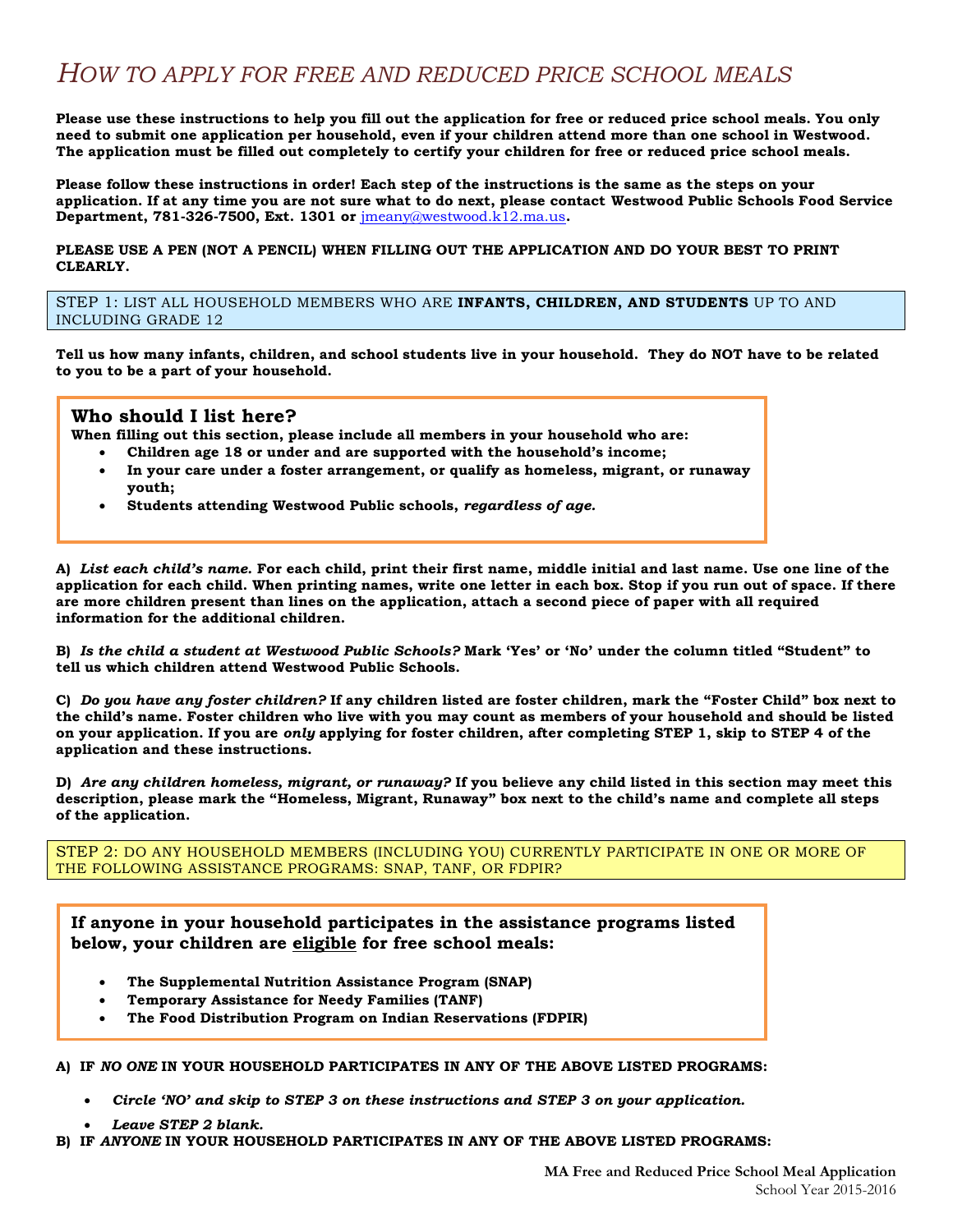# HOW TO APPLY FOR FREE AND REDUCED PRICE SCHOOL MEALS

**Please use these instructions to help you fill out the application for free or reduced price school meals. You only need to submit one application per household, even if your children attend more than one school in Westwood. The application must be filled out completely to certify your children for free or reduced price school meals.**

**Please follow these instructions in order! Each step of the instructions is the same as the steps on your application. If at any time you are not sure what to do next, please contact Westwood Public Schools Food Service Department, 781-326-7500, Ext. 1301 or jmeany@westwood.k12.ma.us.**

**PLEASE USE A PEN (NOT A PENCIL) WHEN FILLING OUT THE APPLICATION AND DO YOUR BEST TO PRINT CLEARLY.**

## STEP 1: LIST ALL HOUSEHOLD MEMBERS WHO ARE **INFANTS, CHILDREN, AND STUDENTS** UP TO AND INCLUDING GRADE 12

**Tell us how many infants, children, and school students live in your household. They do NOT have to be related to you to be a part of your household.**

### Who should I list here?

**When filling out this section, please include all members in your household who are:**

- **Children age 18 or under and are supported with the household's income;**
- **In your care under a foster arrangement, or qualify as homeless, migrant, or runaway youth;**
- **Students attending Westwood Public schools, *regardless of age.***

**A) *List each child's name.* For each child, print their first name, middle initial and last name. Use one line of the application for each child. When printing names, write one letter in each box. Stop if you run out of space. If there are more children present than lines on the application, attach a second piece of paper with all required information for the additional children.**

**B) *Is the child a student at Westwood Public Schools?* Mark 'Yes' or 'No' under the column titled "Student" to tell us which children attend Westwood Public Schools.**

**C) *Do you have any foster children?* If any children listed are foster children, mark the "Foster Child" box next to the child's name. Foster children who live with you may count as members of your household and should be listed on your application. If you are *only* applying for foster children, after completing STEP 1, skip to STEP 4 of the application and these instructions.**

**D) *Are any children homeless, migrant, or runaway?* If you believe any child listed in this section may meet this description, please mark the "Homeless, Migrant, Runaway" box next to the child's name and complete all steps of the application.**

## STEP 2: DO ANY HOUSEHOLD MEMBERS (INCLUDING YOU) CURRENTLY PARTICIPATE IN ONE OR MORE OF THE FOLLOWING ASSISTANCE PROGRAMS: SNAP, TANF, OR FDPIR?

### If anyone in your household participates in the assistance programs listed below, your children are eligible for free school meals:

- **The Supplemental Nutrition Assistance Program (SNAP)**
- **Temporary Assistance for Needy Families (TANF)**
- **The Food Distribution Program on Indian Reservations (FDPIR)**

**A) IF *NO ONE* IN YOUR HOUSEHOLD PARTICIPATES IN ANY OF THE ABOVE LISTED PROGRAMS:**

- ***Circle 'NO' and skip to STEP 3 on these instructions and STEP 3 on your application.***
- ***Leave STEP 2 blank.***

**B) IF *ANYONE* IN YOUR HOUSEHOLD PARTICIPATES IN ANY OF THE ABOVE LISTED PROGRAMS:**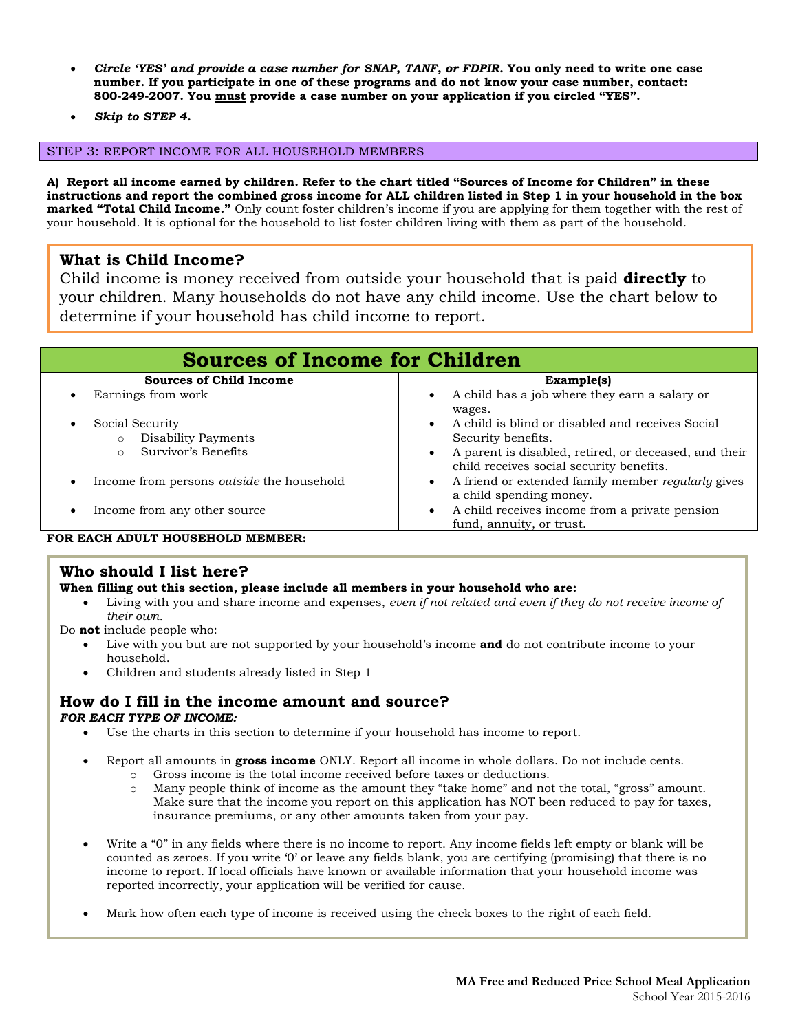- ***Circle 'YES' and provide a case number for SNAP, TANF, or FDPIR.* You only need to write one case number. If you participate in one of these programs and do not know your case number, contact: 800-249-2007. You must provide a case number on your application if you circled "YES".**
- ***Skip to STEP 4.***

## STEP 3: REPORT INCOME FOR ALL HOUSEHOLD MEMBERS

**A) Report all income earned by children. Refer to the chart titled "Sources of Income for Children" in these instructions and report the combined gross income for ALL children listed in Step 1 in your household in the box marked "Total Child Income."** Only count foster children's income if you are applying for them together with the rest of your household. It is optional for the household to list foster children living with them as part of the household.

### What is Child Income?

Child income is money received from outside your household that is paid **directly** to your children. Many households do not have any child income. Use the chart below to determine if your household has child income to report.

## Sources of Income for Children

| Sources of Child Income | Example(s) |
|---|---|
| • Earnings from work | • A child has a job where they earn a salary or wages. |
| • Social Security<br>  ○ Disability Payments<br>  ○ Survivor's Benefits | • A child is blind or disabled and receives Social Security benefits.<br>• A parent is disabled, retired, or deceased, and their child receives social security benefits. |
| • Income from persons *outside* the household | • A friend or extended family member *regularly* gives a child spending money. |
| • Income from any other source | • A child receives income from a private pension fund, annuity, or trust. |

**FOR EACH ADULT HOUSEHOLD MEMBER:**

### Who should I list here?

**When filling out this section, please include all members in your household who are:**

- Living with you and share income and expenses, *even if not related and even if they do not receive income of their own.*

Do **not** include people who:

- Live with you but are not supported by your household's income **and** do not contribute income to your household.
- Children and students already listed in Step 1

### How do I fill in the income amount and source?

***FOR EACH TYPE OF INCOME:***

- Use the charts in this section to determine if your household has income to report.
- Report all amounts in **gross income** ONLY. Report all income in whole dollars. Do not include cents.
  - Gross income is the total income received before taxes or deductions.
  - Many people think of income as the amount they "take home" and not the total, "gross" amount. Make sure that the income you report on this application has NOT been reduced to pay for taxes, insurance premiums, or any other amounts taken from your pay.
- Write a "0" in any fields where there is no income to report. Any income fields left empty or blank will be counted as zeroes. If you write '0' or leave any fields blank, you are certifying (promising) that there is no income to report. If local officials have known or available information that your household income was reported incorrectly, your application will be verified for cause.
- Mark how often each type of income is received using the check boxes to the right of each field.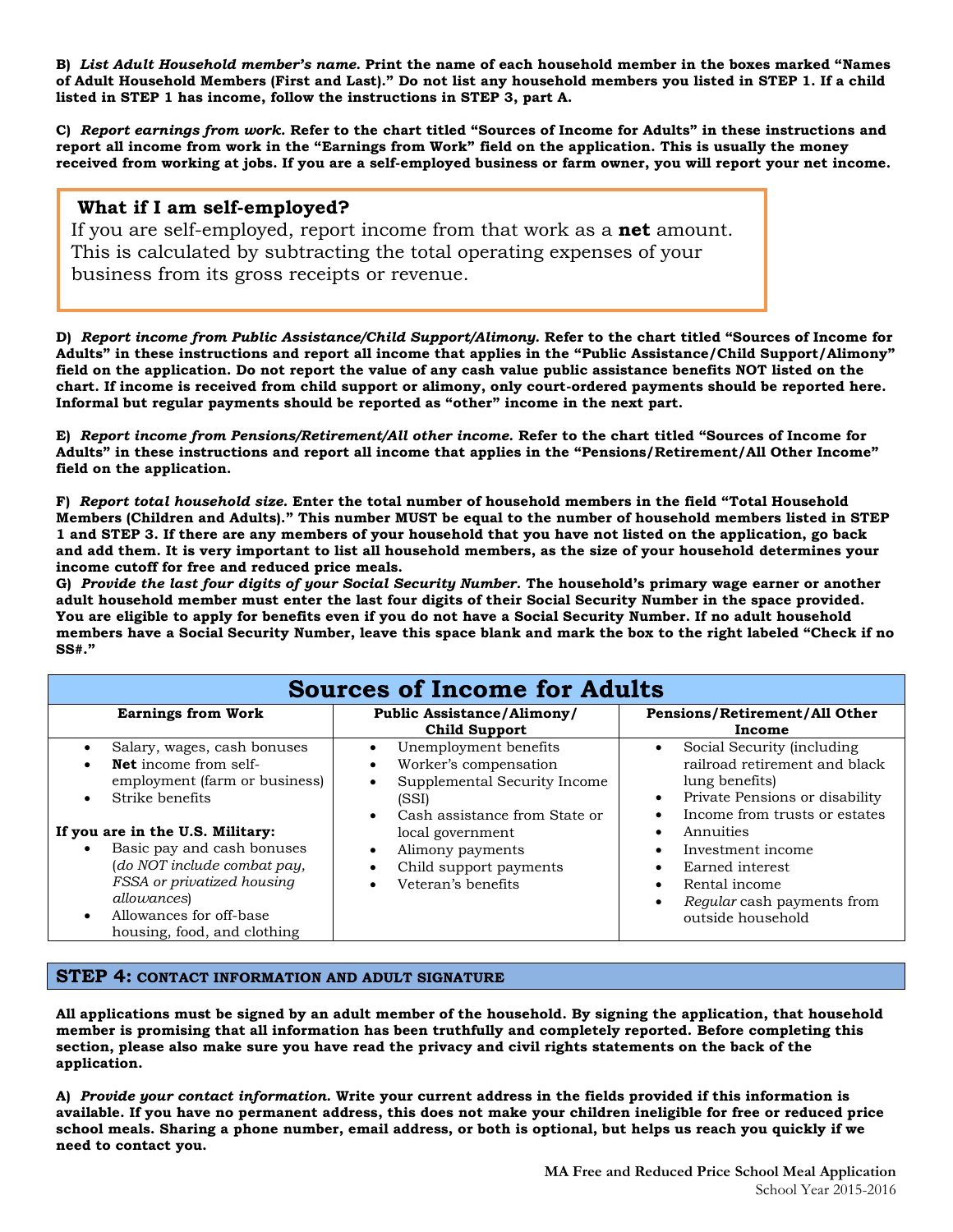**B)** ***List Adult Household member's name.*** **Print the name of each household member in the boxes marked "Names of Adult Household Members (First and Last)." Do not list any household members you listed in STEP 1. If a child listed in STEP 1 has income, follow the instructions in STEP 3, part A.**

**C)** ***Report earnings from work.*** **Refer to the chart titled "Sources of Income for Adults" in these instructions and report all income from work in the "Earnings from Work" field on the application. This is usually the money received from working at jobs. If you are a self-employed business or farm owner, you will report your net income.**

### What if I am self-employed?

If you are self-employed, report income from that work as a **net** amount. This is calculated by subtracting the total operating expenses of your business from its gross receipts or revenue.

**D)** ***Report income from Public Assistance/Child Support/Alimony.*** **Refer to the chart titled "Sources of Income for Adults" in these instructions and report all income that applies in the "Public Assistance/Child Support/Alimony" field on the application. Do not report the value of any cash value public assistance benefits NOT listed on the chart. If income is received from child support or alimony, only court-ordered payments should be reported here. Informal but regular payments should be reported as "other" income in the next part.**

**E)** ***Report income from Pensions/Retirement/All other income.*** **Refer to the chart titled "Sources of Income for Adults" in these instructions and report all income that applies in the "Pensions/Retirement/All Other Income" field on the application.**

**F)** ***Report total household size.*** **Enter the total number of household members in the field "Total Household Members (Children and Adults)." This number MUST be equal to the number of household members listed in STEP 1 and STEP 3. If there are any members of your household that you have not listed on the application, go back and add them. It is very important to list all household members, as the size of your household determines your income cutoff for free and reduced price meals.**

**G)** ***Provide the last four digits of your Social Security Number.*** **The household's primary wage earner or another adult household member must enter the last four digits of their Social Security Number in the space provided. You are eligible to apply for benefits even if you do not have a Social Security Number. If no adult household members have a Social Security Number, leave this space blank and mark the box to the right labeled "Check if no SS#."**

## Sources of Income for Adults

| Earnings from Work | Public Assistance/Alimony/ Child Support | Pensions/Retirement/All Other Income |
|---|---|---|
| • Salary, wages, cash bonuses<br>• **Net** income from self-employment (farm or business)<br>• Strike benefits<br><br>**If you are in the U.S. Military:**<br>• Basic pay and cash bonuses (*do NOT include combat pay, FSSA or privatized housing allowances*)<br>• Allowances for off-base housing, food, and clothing | • Unemployment benefits<br>• Worker's compensation<br>• Supplemental Security Income (SSI)<br>• Cash assistance from State or local government<br>• Alimony payments<br>• Child support payments<br>• Veteran's benefits | • Social Security (including railroad retirement and black lung benefits)<br>• Private Pensions or disability<br>• Income from trusts or estates<br>• Annuities<br>• Investment income<br>• Earned interest<br>• Rental income<br>• *Regular* cash payments from outside household |

## STEP 4: CONTACT INFORMATION AND ADULT SIGNATURE

**All applications must be signed by an adult member of the household. By signing the application, that household member is promising that all information has been truthfully and completely reported. Before completing this section, please also make sure you have read the privacy and civil rights statements on the back of the application.**

**A)** ***Provide your contact information.*** **Write your current address in the fields provided if this information is available. If you have no permanent address, this does not make your children ineligible for free or reduced price school meals. Sharing a phone number, email address, or both is optional, but helps us reach you quickly if we need to contact you.**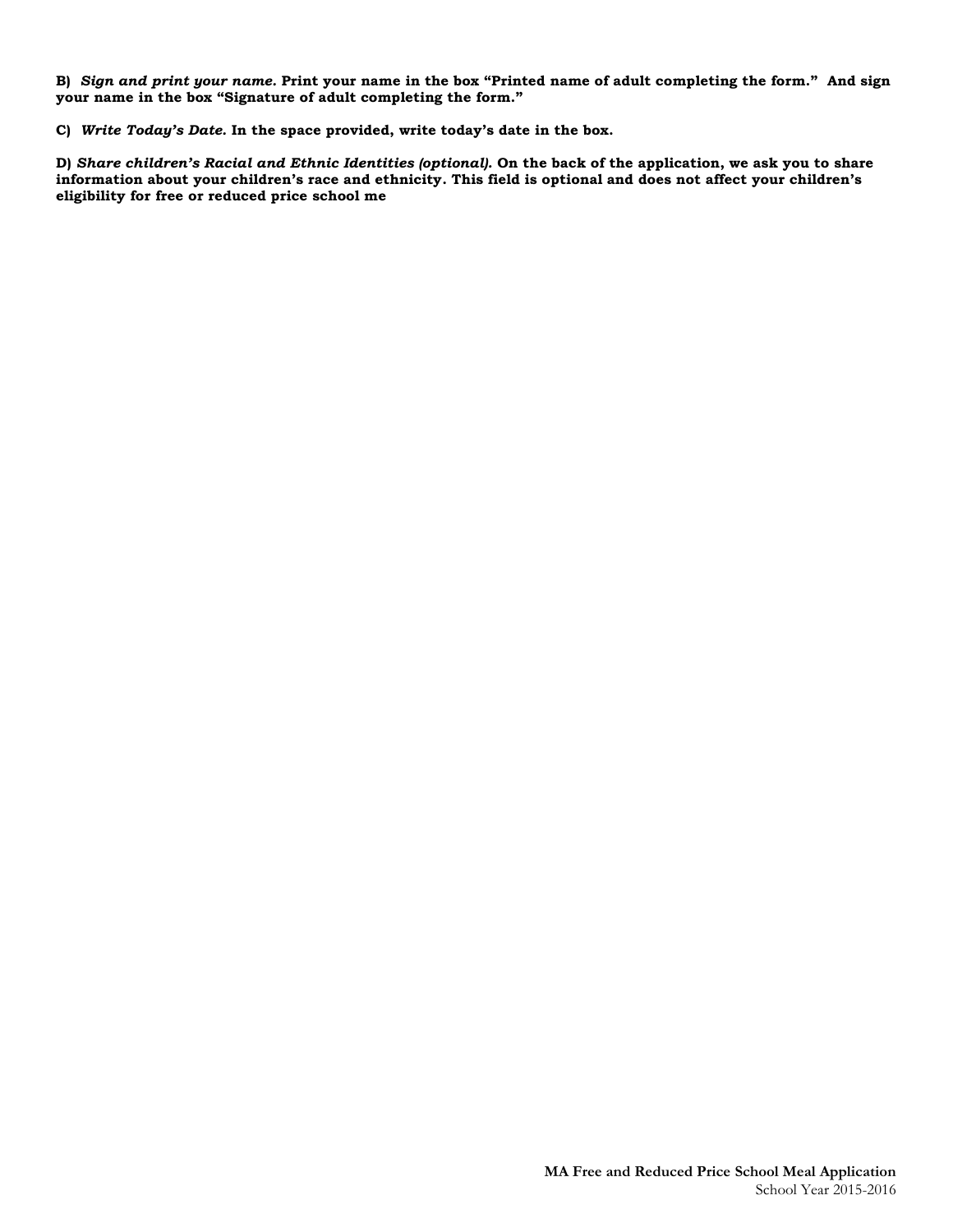**B)** ***Sign and print your name.*** **Print your name in the box "Printed name of adult completing the form." And sign your name in the box "Signature of adult completing the form."**

**C)** ***Write Today's Date.*** **In the space provided, write today's date in the box.**

**D)** ***Share children's Racial and Ethnic Identities (optional).*** **On the back of the application, we ask you to share information about your children's race and ethnicity. This field is optional and does not affect your children's eligibility for free or reduced price school me**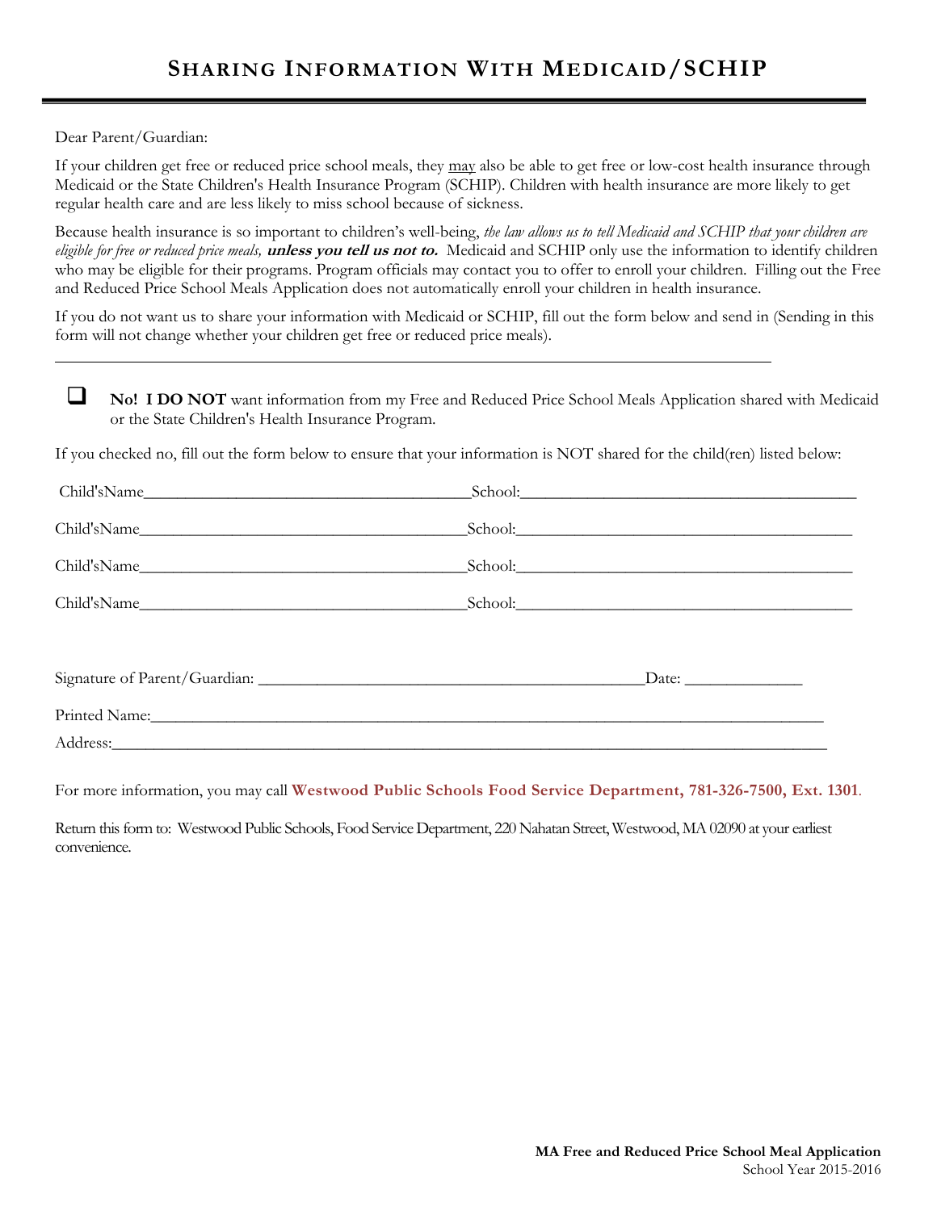# Sharing Information With Medicaid/SCHIP

Dear Parent/Guardian:

If your children get free or reduced price school meals, they may also be able to get free or low-cost health insurance through Medicaid or the State Children's Health Insurance Program (SCHIP). Children with health insurance are more likely to get regular health care and are less likely to miss school because of sickness.

Because health insurance is so important to children's well-being, *the law allows us to tell Medicaid and SCHIP that your children are eligible for free or reduced price meals,* ***unless you tell us not to.*** Medicaid and SCHIP only use the information to identify children who may be eligible for their programs. Program officials may contact you to offer to enroll your children. Filling out the Free and Reduced Price School Meals Application does not automatically enroll your children in health insurance.

If you do not want us to share your information with Medicaid or SCHIP, fill out the form below and send in (Sending in this form will not change whether your children get free or reduced price meals).

---

☐ **No! I DO NOT** want information from my Free and Reduced Price School Meals Application shared with Medicaid or the State Children's Health Insurance Program.

If you checked no, fill out the form below to ensure that your information is NOT shared for the child(ren) listed below:

Child'sName________________________________________School:__________________________________________

Child'sName________________________________________School:__________________________________________

Child'sName________________________________________School:__________________________________________

Child'sName________________________________________School:__________________________________________

Signature of Parent/Guardian: _______________________________________________Date: ______________

Printed Name:_________________________________________________________________________________

Address:______________________________________________________________________________________

For more information, you may call **Westwood Public Schools Food Service Department, 781-326-7500, Ext. 1301**.

Return this form to: Westwood Public Schools, Food Service Department, 220 Nahatan Street, Westwood, MA 02090 at your earliest convenience.

**MA Free and Reduced Price School Meal Application**
School Year 2015-2016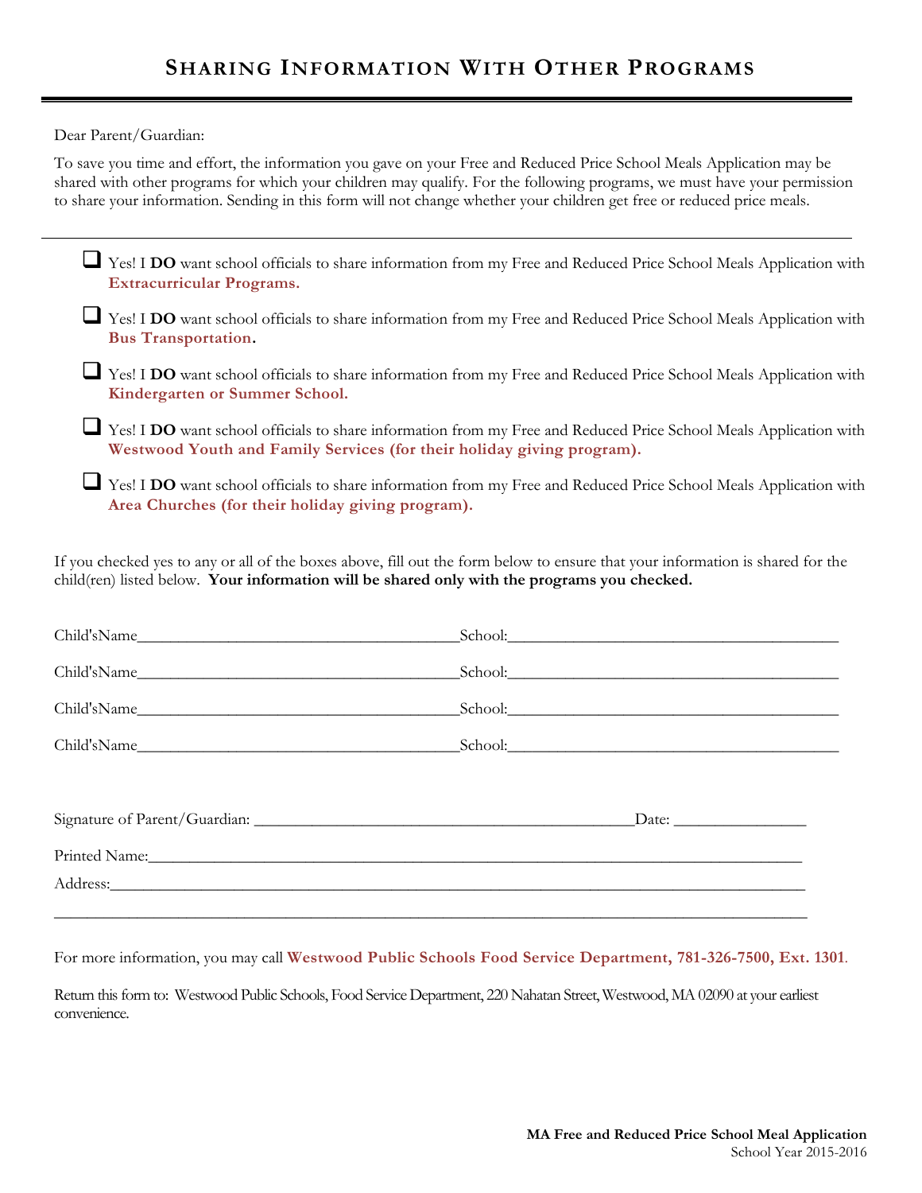# Sharing Information With Other Programs

Dear Parent/Guardian:

To save you time and effort, the information you gave on your Free and Reduced Price School Meals Application may be shared with other programs for which your children may qualify. For the following programs, we must have your permission to share your information. Sending in this form will not change whether your children get free or reduced price meals.

---

- ☐ Yes! I **DO** want school officials to share information from my Free and Reduced Price School Meals Application with **Extracurricular Programs.**
- ☐ Yes! I **DO** want school officials to share information from my Free and Reduced Price School Meals Application with **Bus Transportation.**
- ☐ Yes! I **DO** want school officials to share information from my Free and Reduced Price School Meals Application with **Kindergarten or Summer School.**
- ☐ Yes! I **DO** want school officials to share information from my Free and Reduced Price School Meals Application with **Westwood Youth and Family Services (for their holiday giving program).**
- ☐ Yes! I **DO** want school officials to share information from my Free and Reduced Price School Meals Application with **Area Churches (for their holiday giving program).**

If you checked yes to any or all of the boxes above, fill out the form below to ensure that your information is shared for the child(ren) listed below. **Your information will be shared only with the programs you checked.**

Child'sName________________________________________School:_________________________________________

Child'sName________________________________________School:_________________________________________

Child'sName________________________________________School:_________________________________________

Child'sName________________________________________School:_________________________________________

Signature of Parent/Guardian: _______________________________________________Date: ________________

Printed Name:___________________________________________________________________________________

Address:_______________________________________________________________________________________

_______________________________________________________________________________________________

For more information, you may call **Westwood Public Schools Food Service Department, 781-326-7500, Ext. 1301**.

Return this form to: Westwood Public Schools, Food Service Department, 220 Nahatan Street, Westwood, MA 02090 at your earliest convenience.

**MA Free and Reduced Price School Meal Application**
School Year 2015-2016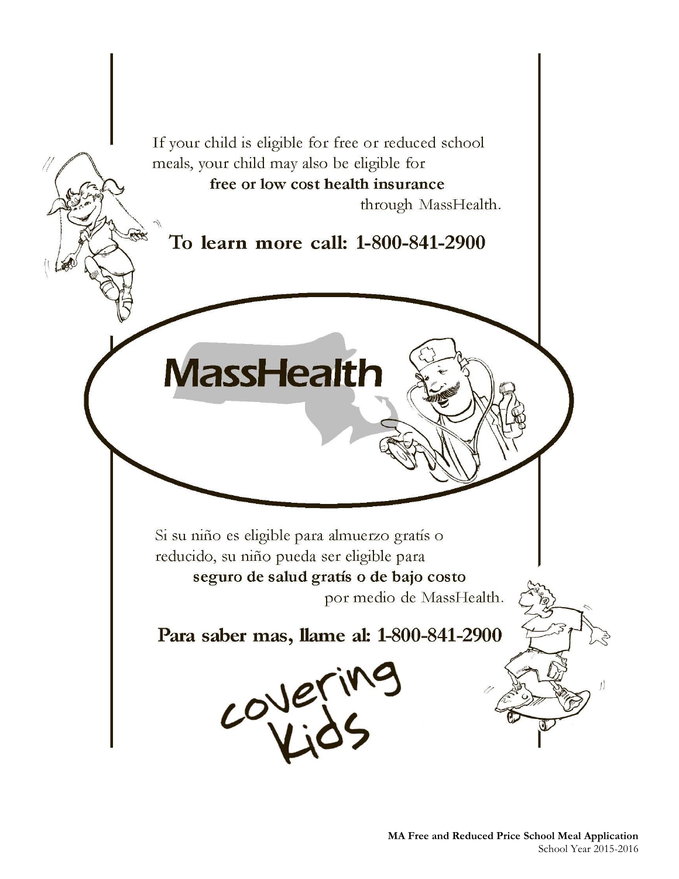If your child is eligible for free or reduced school meals, your child may also be eligible for **free or low cost health insurance** through MassHealth.

**To learn more call: 1-800-841-2900**

MassHealth

Si su niño es eligible para almuerzo gratís o reducido, su niño pueda ser eligible para **seguro de salud gratís o de bajo costo** por medio de MassHealth.

**Para saber mas, llame al: 1-800-841-2900**

covering kids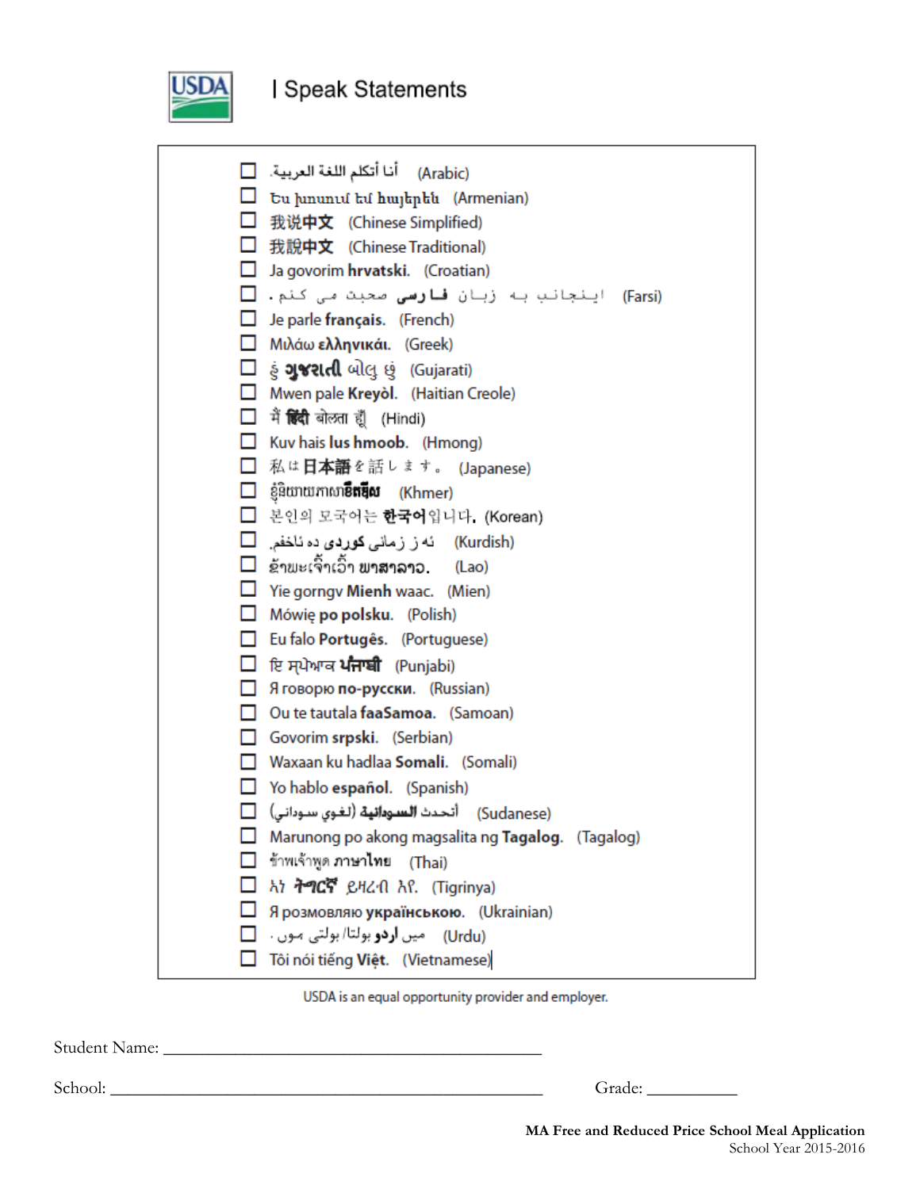USDA

# I Speak Statements

- ☐ أنا أتكلم اللغة العربية. (Arabic)
- ☐ Ես խոսում եմ **հայերեն** (Armenian)
- ☐ 我说**中文** (Chinese Simplified)
- ☐ 我說**中文** (Chinese Traditional)
- ☐ Ja govorim **hrvatski**. (Croatian)
- ☐ اینجانب به زبان **فارسی** صحبت می کنم. (Farsi)
- ☐ Je parle **français**. (French)
- ☐ Μιλάω **ελληνικά**. (Greek)
- ☐ હું **ગુજરાતી** બોલુ છું (Gujarati)
- ☐ Mwen pale **Kreyòl**. (Haitian Creole)
- ☐ मैं **हिंदी** बोलता हूँ (Hindi)
- ☐ Kuv hais **lus hmoob**. (Hmong)
- ☐ 私は**日本語**を話します。 (Japanese)
- ☐ ខ្ញុំនិយាយភាសា**ខ្មែរ** (Khmer)
- ☐ 본인의 모국어는 **한국어**입니다. (Korean)
- ☐ ئه ز زمانی **كوردی** ده ئاخفم. (Kurdish)
- ☐ ຂ້ານ້ອຍເວົ້າ **ພາສາລາວ**. (Lao)
- ☐ Yie gorngv **Mienh** waac. (Mien)
- ☐ Mówię **po polsku**. (Polish)
- ☐ Eu falo **Português**. (Portuguese)
- ☐ ਇਹ ਮੈਂ ਪੰਜਾਬੀ **ਪੰਜਾਬੀ** (Punjabi)
- ☐ Я говорю **по-русски**. (Russian)
- ☐ Ou te tautala **faaSamoa**. (Samoan)
- ☐ Govorim **srpski**. (Serbian)
- ☐ Waxaan ku hadlaa **Somali**. (Somali)
- ☐ Yo hablo **español**. (Spanish)
- ☐ أتحدث **السودانية** (لغوي سوداني) (Sudanese)
- ☐ Marunong po akong magsalita ng **Tagalog**. (Tagalog)
- ☐ ข้าพเจ้าพูด **ภาษาไทย** (Thai)
- ☐ ኣነ **ትግርኛ** ይዛረብ እየ. (Tigrinya)
- ☐ Я розмовляю **українською**. (Ukrainian)
- ☐ میں **اردو** بولتا/بولتی ہوں . (Urdu)
- ☐ Tôi nói tiếng **Việt**. (Vietnamese)

USDA is an equal opportunity provider and employer.

Student Name: ___________________________________________

School: ___________________________________________________ Grade: __________

**MA Free and Reduced Price School Meal Application**
School Year 2015-2016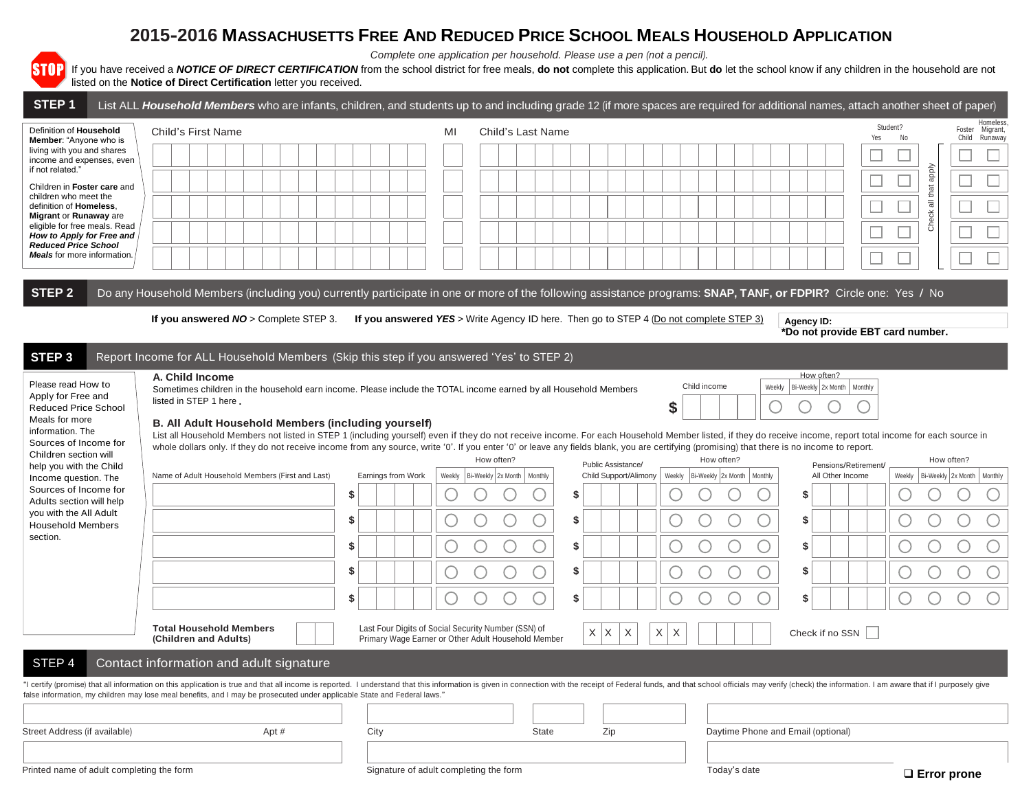# 2015-2016 Massachusetts Free And Reduced Price School Meals Household Application

*Complete one application per household. Please use a pen (not a pencil).*

**STOP** If you have received a ***NOTICE OF DIRECT CERTIFICATION*** from the school district for free meals, **do not** complete this application. But **do** let the school know if any children in the household are not listed on the **Notice of Direct Certification** letter you received.

## STEP 1 List ALL ***Household Members*** who are infants, children, and students up to and including grade 12 (if more spaces are required for additional names, attach another sheet of paper)

Definition of **Household Member**: "Anyone who is living with you and shares income and expenses, even if not related."

Children in **Foster care** and children who meet the definition of **Homeless, Migrant** or **Runaway** are eligible for free meals. Read ***How to Apply for Free and Reduced Price School Meals*** for more information.

| Child's First Name | MI | Child's Last Name | Student? Yes | Student? No | Foster Child | Homeless, Migrant, Runaway |
|---|---|---|---|---|---|---|
| | | | ☐ | ☐ | ☐ | ☐ |
| | | | ☐ | ☐ | ☐ | ☐ |
| | | | ☐ | ☐ | ☐ | ☐ |
| | | | ☐ | ☐ | ☐ | ☐ |
| | | | ☐ | ☐ | ☐ | ☐ |

Check all that apply

## STEP 2 Do any Household Members (including you) currently participate in one or more of the following assistance programs: SNAP, TANF, or FDPIR? Circle one: Yes / No

**If you answered *NO*** > Complete STEP 3. **If you answered *YES*** > Write Agency ID here. Then go to STEP 4 (Do not complete STEP 3)

**Agency ID:**
***Do not provide EBT card number.**

## STEP 3 Report Income for ALL Household Members (Skip this step if you answered 'Yes' to STEP 2)

Please read How to Apply for Free and Reduced Price School Meals for more information. The Sources of Income for Children section will help you with the Child Income question. The Sources of Income for Adults section will help you with the All Adult Household Members section.

**A. Child Income**

Sometimes children in the household earn income. Please include the TOTAL income earned by all Household Members listed in STEP 1 here.

| Child income | How often? Weekly | Bi-Weekly | 2x Month | Monthly |
|---|---|---|---|---|
| $ | ○ | ○ | ○ | ○ |

**B. All Adult Household Members (including yourself)**

List all Household Members not listed in STEP 1 (including yourself) even if they do not receive income. For each Household Member listed, if they do receive income, report total income for each source in whole dollars only. If they do not receive income from any source, write '0'. If you enter '0' or leave any fields blank, you are certifying (promising) that there is no income to report.

| Name of Adult Household Members (First and Last) | Earnings from Work | Weekly | Bi-Weekly | 2x Month | Monthly | Public Assistance/ Child Support/Alimony | Weekly | Bi-Weekly | 2x Month | Monthly | Pensions/Retirement/ All Other Income | Weekly | Bi-Weekly | 2x Month | Monthly |
|---|---|---|---|---|---|---|---|---|---|---|---|---|---|---|---|
| | $ | ○ | ○ | ○ | ○ | $ | ○ | ○ | ○ | ○ | $ | ○ | ○ | ○ | ○ |
| | $ | ○ | ○ | ○ | ○ | $ | ○ | ○ | ○ | ○ | $ | ○ | ○ | ○ | ○ |
| | $ | ○ | ○ | ○ | ○ | $ | ○ | ○ | ○ | ○ | $ | ○ | ○ | ○ | ○ |
| | $ | ○ | ○ | ○ | ○ | $ | ○ | ○ | ○ | ○ | $ | ○ | ○ | ○ | ○ |
| | $ | ○ | ○ | ○ | ○ | $ | ○ | ○ | ○ | ○ | $ | ○ | ○ | ○ | ○ |

**Total Household Members (Children and Adults)**

Last Four Digits of Social Security Number (SSN) of Primary Wage Earner or Other Adult Household Member: X X X – X X – ____

Check if no SSN ☐

## STEP 4 Contact information and adult signature

"I certify (promise) that all information on this application is true and that all income is reported. I understand that this information is given in connection with the receipt of Federal funds, and that school officials may verify (check) the information. I am aware that if I purposely give false information, my children may lose meal benefits, and I may be prosecuted under applicable State and Federal laws."

Street Address (if available) | Apt # | City | State | Zip | Daytime Phone and Email (optional)

Printed name of adult completing the form | Signature of adult completing the form | Today's date

☐ **Error prone**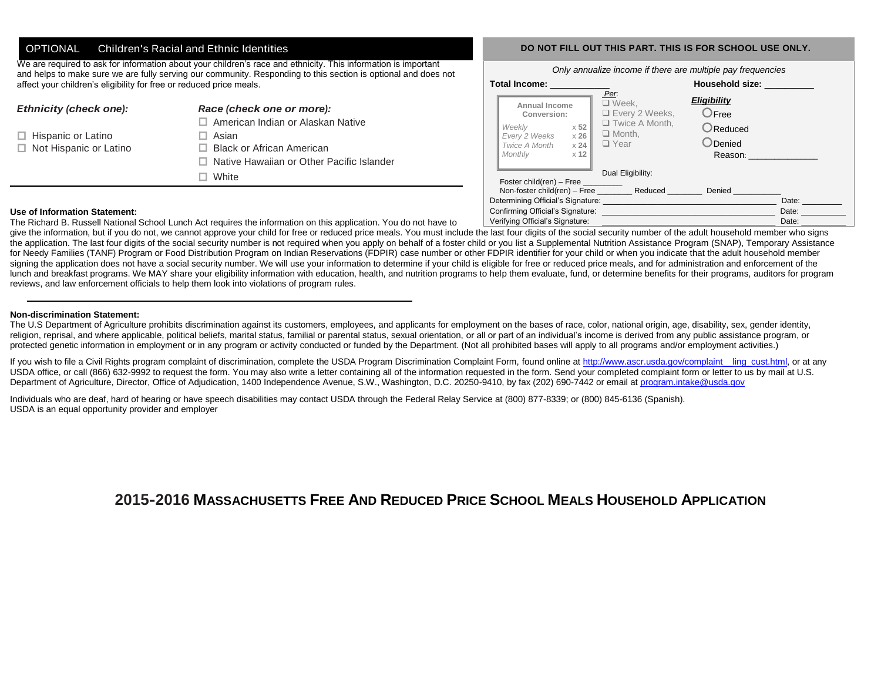## OPTIONAL Children's Racial and Ethnic Identities

We are required to ask for information about your children's race and ethnicity. This information is important and helps to make sure we are fully serving our community. Responding to this section is optional and does not affect your children's eligibility for free or reduced price meals.

***Ethnicity (check one):***

- ☐ Hispanic or Latino
- ☐ Not Hispanic or Latino

***Race (check one or more):***

- ☐ American Indian or Alaskan Native
- ☐ Asian
- ☐ Black or African American
- ☐ Native Hawaiian or Other Pacific Islander
- ☐ White

**DO NOT FILL OUT THIS PART. THIS IS FOR SCHOOL USE ONLY.**

*Only annualize income if there are multiple pay frequencies*

**Total Income:** ____________ **Household size:** __________

| Annual Income Conversion: | |
|---|---|
| *Weekly* | x **52** |
| *Every 2 Weeks* | x **26** |
| *Twice A Month* | x **24** |
| *Monthly* | x **12** |

*Per*:
- ❑ Week,
- ❑ Every 2 Weeks,
- ❑ Twice A Month,
- ❑ Month,
- ❑ Year

***Eligibility***
- ○ Free
- ○ Reduced
- ○ Denied

Reason: ______________

Dual Eligibility:

Foster child(ren) – Free ________

Non-foster child(ren) – Free ________ Reduced ________ Denied ___________

Determining Official's Signature: ______________________________ Date: ________

Confirming Official's Signature: ______________________________ Date: ________

Verifying Official's Signature: ______________________________ Date: ________

**Use of Information Statement:**

The Richard B. Russell National School Lunch Act requires the information on this application. You do not have to give the information, but if you do not, we cannot approve your child for free or reduced price meals. You must include the last four digits of the social security number of the adult household member who signs the application. The last four digits of the social security number is not required when you apply on behalf of a foster child or you list a Supplemental Nutrition Assistance Program (SNAP), Temporary Assistance for Needy Families (TANF) Program or Food Distribution Program on Indian Reservations (FDPIR) case number or other FDPIR identifier for your child or when you indicate that the adult household member signing the application does not have a social security number. We will use your information to determine if your child is eligible for free or reduced price meals, and for administration and enforcement of the lunch and breakfast programs. We MAY share your eligibility information with education, health, and nutrition programs to help them evaluate, fund, or determine benefits for their programs, auditors for program reviews, and law enforcement officials to help them look into violations of program rules.

**Non-discrimination Statement:**

The U.S Department of Agriculture prohibits discrimination against its customers, employees, and applicants for employment on the bases of race, color, national origin, age, disability, sex, gender identity, religion, reprisal, and where applicable, political beliefs, marital status, familial or parental status, sexual orientation, or all or part of an individual's income is derived from any public assistance program, or protected genetic information in employment or in any program or activity conducted or funded by the Department. (Not all prohibited bases will apply to all programs and/or employment activities.)

If you wish to file a Civil Rights program complaint of discrimination, complete the USDA Program Discrimination Complaint Form, found online at http://www.ascr.usda.gov/complaint__ling_cust.html, or at any USDA office, or call (866) 632-9992 to request the form. You may also write a letter containing all of the information requested in the form. Send your completed complaint form or letter to us by mail at U.S. Department of Agriculture, Director, Office of Adjudication, 1400 Independence Avenue, S.W., Washington, D.C. 20250-9410, by fax (202) 690-7442 or email at program.intake@usda.gov

Individuals who are deaf, hard of hearing or have speech disabilities may contact USDA through the Federal Relay Service at (800) 877-8339; or (800) 845-6136 (Spanish).
USDA is an equal opportunity provider and employer

# 2015-2016 MASSACHUSETTS FREE AND REDUCED PRICE SCHOOL MEALS HOUSEHOLD APPLICATION